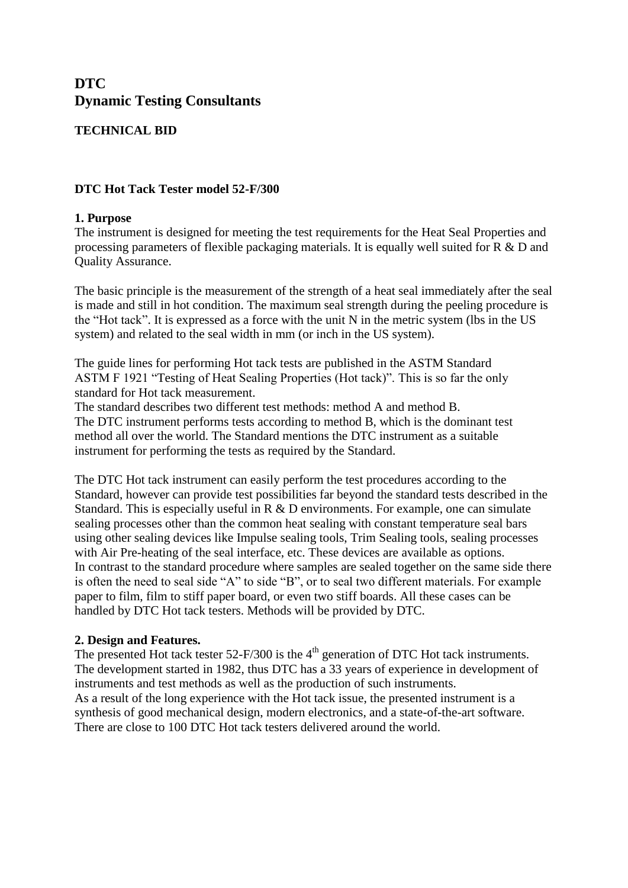# DTC
# Dynamic Testing Consultants

## TECHNICAL BID

### DTC Hot Tack Tester model 52-F/300

**1. Purpose**

The instrument is designed for meeting the test requirements for the Heat Seal Properties and processing parameters of flexible packaging materials. It is equally well suited for R & D and Quality Assurance.

The basic principle is the measurement of the strength of a heat seal immediately after the seal is made and still in hot condition. The maximum seal strength during the peeling procedure is the "Hot tack". It is expressed as a force with the unit N in the metric system (lbs in the US system) and related to the seal width in mm (or inch in the US system).

The guide lines for performing Hot tack tests are published in the ASTM Standard ASTM F 1921 "Testing of Heat Sealing Properties (Hot tack)". This is so far the only standard for Hot tack measurement.
The standard describes two different test methods: method A and method B.
The DTC instrument performs tests according to method B, which is the dominant test method all over the world. The Standard mentions the DTC instrument as a suitable instrument for performing the tests as required by the Standard.

The DTC Hot tack instrument can easily perform the test procedures according to the Standard, however can provide test possibilities far beyond the standard tests described in the Standard. This is especially useful in R & D environments. For example, one can simulate sealing processes other than the common heat sealing with constant temperature seal bars using other sealing devices like Impulse sealing tools, Trim Sealing tools, sealing processes with Air Pre-heating of the seal interface, etc. These devices are available as options.
In contrast to the standard procedure where samples are sealed together on the same side there is often the need to seal side "A" to side "B", or to seal two different materials. For example paper to film, film to stiff paper board, or even two stiff boards. All these cases can be handled by DTC Hot tack testers. Methods will be provided by DTC.

**2. Design and Features.**

The presented Hot tack tester 52-F/300 is the 4$^{th}$ generation of DTC Hot tack instruments. The development started in 1982, thus DTC has a 33 years of experience in development of instruments and test methods as well as the production of such instruments.
As a result of the long experience with the Hot tack issue, the presented instrument is a synthesis of good mechanical design, modern electronics, and a state-of-the-art software. There are close to 100 DTC Hot tack testers delivered around the world.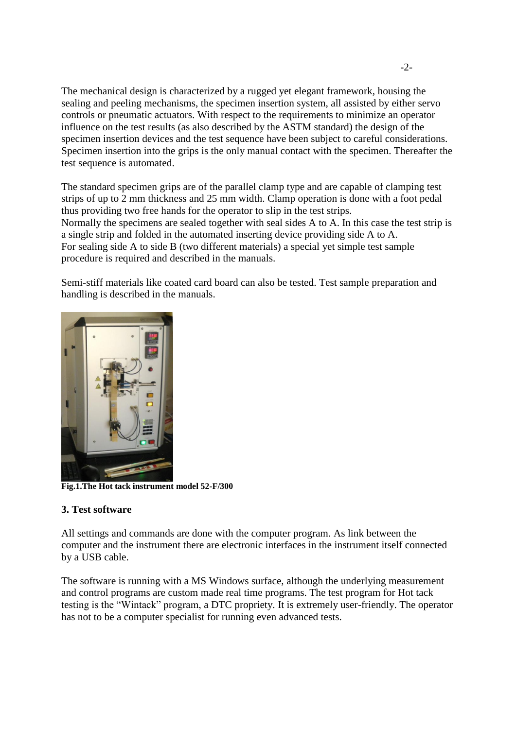The mechanical design is characterized by a rugged yet elegant framework, housing the sealing and peeling mechanisms, the specimen insertion system, all assisted by either servo controls or pneumatic actuators. With respect to the requirements to minimize an operator influence on the test results (as also described by the ASTM standard) the design of the specimen insertion devices and the test sequence have been subject to careful considerations. Specimen insertion into the grips is the only manual contact with the specimen. Thereafter the test sequence is automated.

The standard specimen grips are of the parallel clamp type and are capable of clamping test strips of up to 2 mm thickness and 25 mm width. Clamp operation is done with a foot pedal thus providing two free hands for the operator to slip in the test strips.
Normally the specimens are sealed together with seal sides A to A. In this case the test strip is a single strip and folded in the automated inserting device providing side A to A.
For sealing side A to side B (two different materials) a special yet simple test sample procedure is required and described in the manuals.

Semi-stiff materials like coated card board can also be tested. Test sample preparation and handling is described in the manuals.

**Fig.1.The Hot tack instrument model 52-F/300**

### 3. Test software

All settings and commands are done with the computer program. As link between the computer and the instrument there are electronic interfaces in the instrument itself connected by a USB cable.

The software is running with a MS Windows surface, although the underlying measurement and control programs are custom made real time programs. The test program for Hot tack testing is the "Wintack" program, a DTC propriety. It is extremely user-friendly. The operator has not to be a computer specialist for running even advanced tests.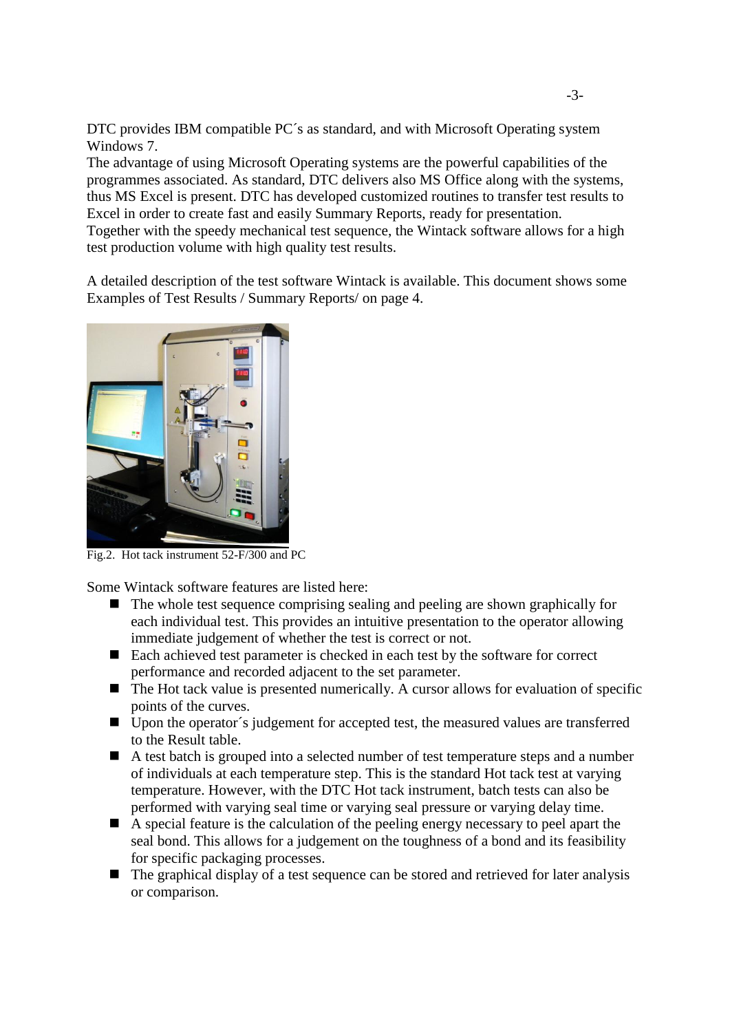DTC provides IBM compatible PC´s as standard, and with Microsoft Operating system Windows 7.
The advantage of using Microsoft Operating systems are the powerful capabilities of the programmes associated. As standard, DTC delivers also MS Office along with the systems, thus MS Excel is present. DTC has developed customized routines to transfer test results to Excel in order to create fast and easily Summary Reports, ready for presentation.
Together with the speedy mechanical test sequence, the Wintack software allows for a high test production volume with high quality test results.

A detailed description of the test software Wintack is available. This document shows some Examples of Test Results / Summary Reports/ on page 4.

Fig.2. Hot tack instrument 52-F/300 and PC

Some Wintack software features are listed here:

- The whole test sequence comprising sealing and peeling are shown graphically for each individual test. This provides an intuitive presentation to the operator allowing immediate judgement of whether the test is correct or not.
- Each achieved test parameter is checked in each test by the software for correct performance and recorded adjacent to the set parameter.
- The Hot tack value is presented numerically. A cursor allows for evaluation of specific points of the curves.
- Upon the operator´s judgement for accepted test, the measured values are transferred to the Result table.
- A test batch is grouped into a selected number of test temperature steps and a number of individuals at each temperature step. This is the standard Hot tack test at varying temperature. However, with the DTC Hot tack instrument, batch tests can also be performed with varying seal time or varying seal pressure or varying delay time.
- A special feature is the calculation of the peeling energy necessary to peel apart the seal bond. This allows for a judgement on the toughness of a bond and its feasibility for specific packaging processes.
- The graphical display of a test sequence can be stored and retrieved for later analysis or comparison.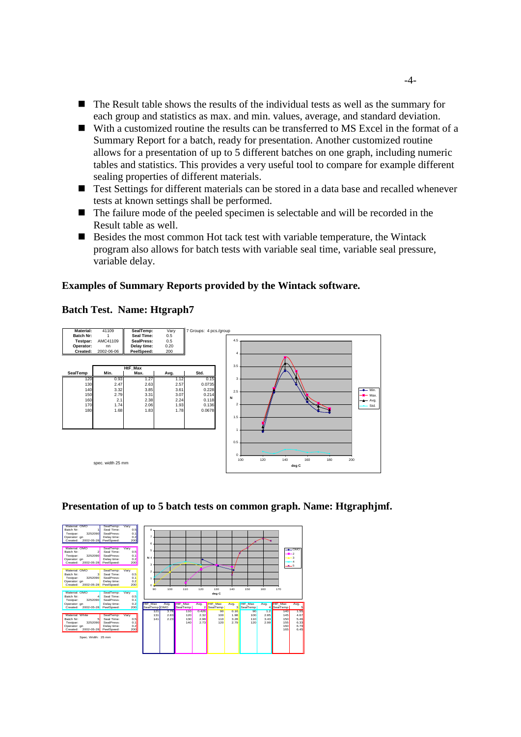- The Result table shows the results of the individual tests as well as the summary for each group and statistics as max. and min. values, average, and standard deviation.
- With a customized routine the results can be transferred to MS Excel in the format of a Summary Report for a batch, ready for presentation. Another customized routine allows for a presentation of up to 5 different batches on one graph, including numeric tables and statistics. This provides a very useful tool to compare for example different sealing properties of different materials.
- Test Settings for different materials can be stored in a data base and recalled whenever tests at known settings shall be performed.
- The failure mode of the peeled specimen is selectable and will be recorded in the Result table as well.
- Besides the most common Hot tack test with variable temperature, the Wintack program also allows for batch tests with variable seal time, variable seal pressure, variable delay.

**Examples of Summary Reports provided by the Wintack software.**

**Batch Test. Name: Htgraph7**

| | | | |
|---|---|---|---|
| **Material:** | 41109 | **SealTemp:** | Vary |
| **Batch Nr:** | 1 | **Seal Time:** | 0.5 |
| **Testpar:** | AMC41109 | **SealPress:** | 0.5 |
| **Operator:** | nn | **Delay time:** | 0.20 |
| **Created:** | 2002-06-06 | **PeelSpeed:** | 200 |

7 Groups: 4 pcs./group

| SealTemp | HtF_Max Min. | Max. | Avg. | Std. |
|---|---|---|---|---|
| 120 | 0.93 | 1.27 | 1.12 | 0.15 |
| 130 | 2.47 | 2.63 | 2.57 | 0.0735 |
| 140 | 3.32 | 3.85 | 3.61 | 0.228 |
| 150 | 2.79 | 3.31 | 3.07 | 0.214 |
| 160 | 2.1 | 2.38 | 2.24 | 0.118 |
| 170 | 1.74 | 2.06 | 1.93 | 0.136 |
| 180 | 1.68 | 1.83 | 1.78 | 0.0678 |

spec. width 25 mm

**Presentation of up to 5 batch tests on common graph. Name: Htgraphjmf.**

| Material | Batch Nr | Testpar | Operator | Created | SealTemp | Seal Time | SealPress | Delay time | PeelSpeed |
|---|---|---|---|---|---|---|---|---|---|
| OMO | 1 | 3252090 | gn | 2002-05-28 | Vary | 0.5 | 0.1 | 0.2 | 200 |
| OMO | 2 | 3252090 | gn | 2002-05-28 | Vary | 0.5 | 0.1 | 0.2 | 200 |
| OMO | 3 | 3252090 | gn | 2002-05-28 | Vary | 0.5 | 0.1 | 0.2 | 200 |
| OMO | 4 | 3252090 | gn | 2002-05-28 | Vary | 0.5 | 0.1 | 0.2 | 200 |
| White | 5 | 3252090 | gn | 2002-05-28 | Vary | 0.5 | 0.1 | 0.2 | 200 |

Spec. Width: 25 mm

| HtF_Max SealTemp (1) | Avg. | HtF_Max SealTemp (2) | Avg. | HtF_Max SealTemp (3) | Avg. | HtF_Max SealTemp (4) | Avg. | HtF_Max SealTemp (5) | Avg. |
|---|---|---|---|---|---|---|---|---|---|
| 121 | 3.78 | 110 | 0.426 | 90 | 0.16 | 90 | 1.2 | 140 | 1.55 |
| 131 | 2.83 | 120 | 2.32 | 100 | 1.98 | 100 | 2.85 | 145 | 4.67 |
| 141 | 2.23 | 130 | 2.98 | 110 | 3.28 | 110 | 3.43 | 150 | 5.46 |
| | | 140 | 2.73 | 120 | 2.79 | 120 | 2.99 | 155 | 6.33 |
| | | | | | | | | 160 | 6.79 |
| | | | | | | | | 165 | 6.45 |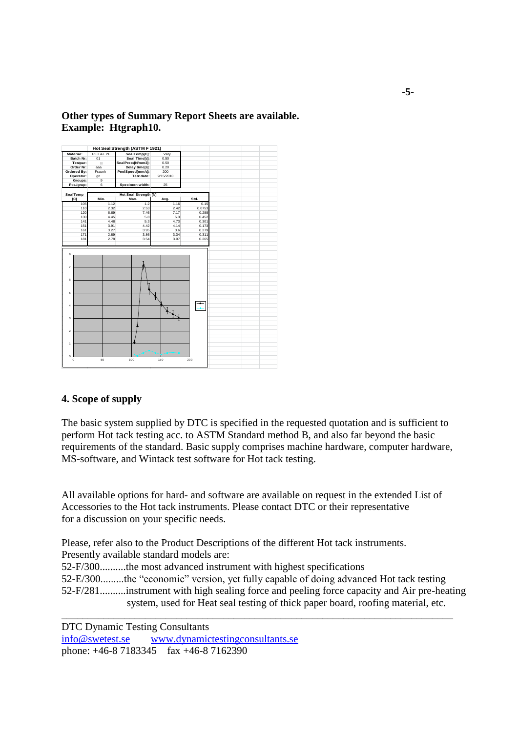**Other types of Summary Report Sheets are available.**
**Example: Htgraph10.**

Hot Seal Strength (ASTM F 1921)

| | | | |
|---|---|---|---|
| Material: | PET AL PE | SealTemp[C]: | Vary |
| Batch Nr: | 01 | Seal Time[s]: | 0.50 |
| Testpar: | ;;; | SealPress[N/mm2]: | 0.50 |
| Order Nr: | aaa | Delay time[s]: | 0.20 |
| Ordered By: | Fraunh | PeelSpeed[mm/s]: | 200 |
| Operator: | gn | Test date: | 9/15/2010 |
| Groups: | 9 | | |
| Pcs./grup: | 6 | Specimen width: | 25 |

| SealTemp [C] | Min. | Hot Seal Strength [N] Max. | Avg. | Std. |
|---|---|---|---|---|
| 105 | 1.12 | 1.2 | 1.16 | 0.15 |
| 110 | 2.32 | 2.53 | 2.42 | 0.0753 |
| 120 | 6.69 | 7.46 | 7.17 | 0.288 |
| 130 | 4.45 | 5.8 | 5.3 | 0.452 |
| 141 | 4.48 | 5.3 | 4.73 | 0.301 |
| 151 | 3.91 | 4.42 | 4.14 | 0.173 |
| 161 | 3.27 | 3.95 | 3.6 | 0.279 |
| 171 | 2.89 | 3.86 | 3.34 | 0.311 |
| 181 | 2.78 | 3.54 | 3.07 | 0.265 |

8
7
6
5
4
3
2
1
0
0 50 100 150 200

## 4. Scope of supply

The basic system supplied by DTC is specified in the requested quotation and is sufficient to perform Hot tack testing acc. to ASTM Standard method B, and also far beyond the basic requirements of the standard. Basic supply comprises machine hardware, computer hardware, MS-software, and Wintack test software for Hot tack testing.

All available options for hard- and software are available on request in the extended List of Accessories to the Hot tack instruments. Please contact DTC or their representative for a discussion on your specific needs.

Please, refer also to the Product Descriptions of the different Hot tack instruments.
Presently available standard models are:
52-F/300..........the most advanced instrument with highest specifications
52-E/300.........the "economic" version, yet fully capable of doing advanced Hot tack testing
52-F/281..........instrument with high sealing force and peeling force capacity and Air pre-heating system, used for Heat seal testing of thick paper board, roofing material, etc.

DTC Dynamic Testing Consultants
info@swetest.se www.dynamictestingconsultants.se
phone: +46-8 7183345 fax +46-8 7162390